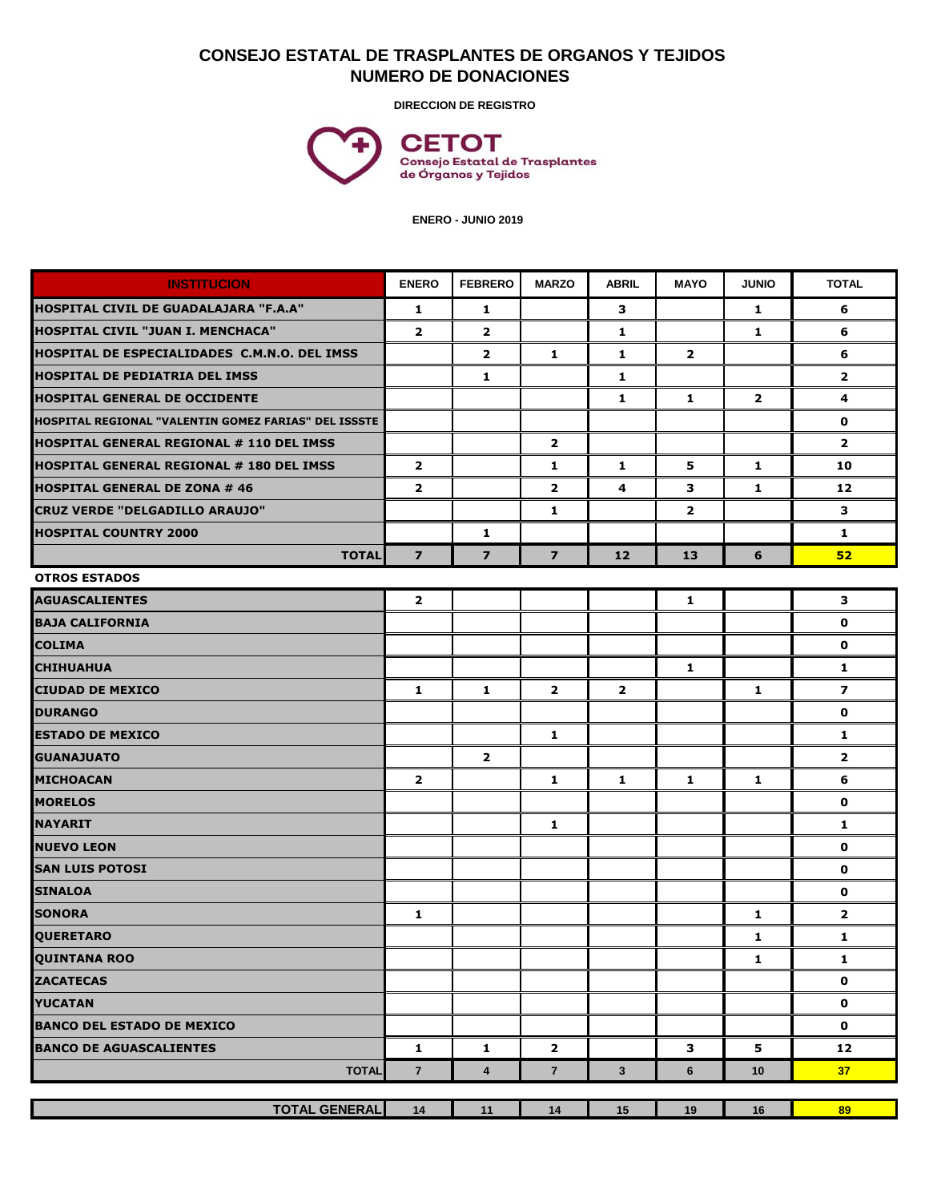# CONSEJO ESTATAL DE TRASPLANTES DE ORGANOS Y TEJIDOS
## NUMERO DE DONACIONES

**DIRECCION DE REGISTRO**

**CETOT**
Consejo Estatal de Trasplantes de Órganos y Tejidos

**ENERO - JUNIO 2019**

| INSTITUCION | ENERO | FEBRERO | MARZO | ABRIL | MAYO | JUNIO | TOTAL |
|---|---|---|---|---|---|---|---|
| HOSPITAL CIVIL DE GUADALAJARA "F.A.A" | 1 | 1 | | 3 | | 1 | 6 |
| HOSPITAL CIVIL "JUAN I. MENCHACA" | 2 | 2 | | 1 | | 1 | 6 |
| HOSPITAL DE ESPECIALIDADES C.M.N.O. DEL IMSS | | 2 | 1 | 1 | 2 | | 6 |
| HOSPITAL DE PEDIATRIA DEL IMSS | | 1 | | 1 | | | 2 |
| HOSPITAL GENERAL DE OCCIDENTE | | | | 1 | 1 | 2 | 4 |
| HOSPITAL REGIONAL "VALENTIN GOMEZ FARIAS" DEL ISSSTE | | | | | | | 0 |
| HOSPITAL GENERAL REGIONAL # 110 DEL IMSS | | | 2 | | | | 2 |
| HOSPITAL GENERAL REGIONAL # 180 DEL IMSS | 2 | | 1 | 1 | 5 | 1 | 10 |
| HOSPITAL GENERAL DE ZONA # 46 | 2 | | 2 | 4 | 3 | 1 | 12 |
| CRUZ VERDE "DELGADILLO ARAUJO" | | | 1 | | 2 | | 3 |
| HOSPITAL COUNTRY 2000 | | 1 | | | | | 1 |
| **TOTAL** | **7** | **7** | **7** | **12** | **13** | **6** | **52** |
| **OTROS ESTADOS** | | | | | | | |
| AGUASCALIENTES | 2 | | | | 1 | | 3 |
| BAJA CALIFORNIA | | | | | | | 0 |
| COLIMA | | | | | | | 0 |
| CHIHUAHUA | | | | | 1 | | 1 |
| CIUDAD DE MEXICO | 1 | 1 | 2 | 2 | | 1 | 7 |
| DURANGO | | | | | | | 0 |
| ESTADO DE MEXICO | | | 1 | | | | 1 |
| GUANAJUATO | | 2 | | | | | 2 |
| MICHOACAN | 2 | | 1 | 1 | 1 | 1 | 6 |
| MORELOS | | | | | | | 0 |
| NAYARIT | | | 1 | | | | 1 |
| NUEVO LEON | | | | | | | 0 |
| SAN LUIS POTOSI | | | | | | | 0 |
| SINALOA | | | | | | | 0 |
| SONORA | 1 | | | | | 1 | 2 |
| QUERETARO | | | | | | 1 | 1 |
| QUINTANA ROO | | | | | | 1 | 1 |
| ZACATECAS | | | | | | | 0 |
| YUCATAN | | | | | | | 0 |
| BANCO DEL ESTADO DE MEXICO | | | | | | | 0 |
| BANCO DE AGUASCALIENTES | 1 | 1 | 2 | | 3 | 5 | 12 |
| **TOTAL** | **7** | **4** | **7** | **3** | **6** | **10** | **37** |
| **TOTAL GENERAL** | **14** | **11** | **14** | **15** | **19** | **16** | **89** |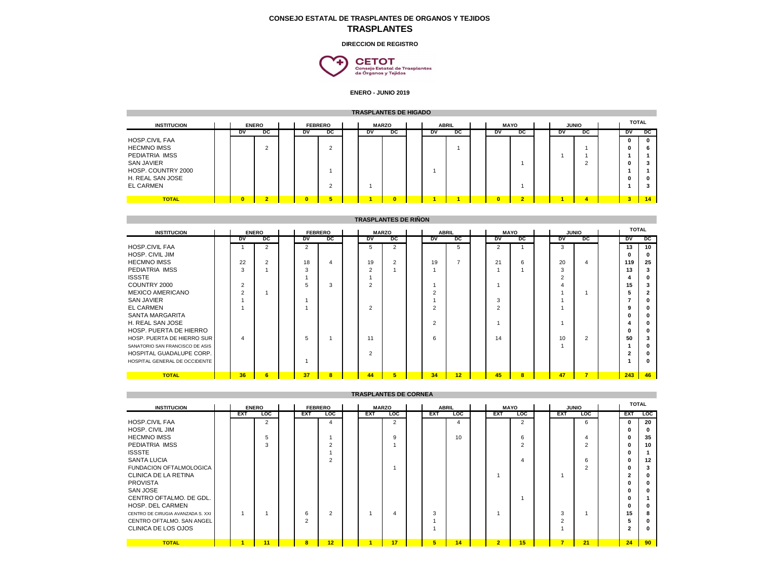**CONSEJO ESTATAL DE TRASPLANTES DE ORGANOS Y TEJIDOS**

# TRASPLANTES

**DIRECCION DE REGISTRO**

**CETOT**
Consejo Estatal de Trasplantes de Órganos y Tejidos

**ENERO - JUNIO 2019**

## TRASPLANTES DE HIGADO

| INSTITUCION | ENERO | | FEBRERO | | MARZO | | ABRIL | | MAYO | | JUNIO | | TOTAL | |
|---|---|---|---|---|---|---|---|---|---|---|---|---|---|---|
| | DV | DC | DV | DC | DV | DC | DV | DC | DV | DC | DV | DC | DV | DC |
| HOSP.CIVIL FAA | | | | | | | | | | | | | 0 | 0 |
| HECMNO IMSS | | 2 | | 2 | | | | 1 | | | | 1 | 0 | 6 |
| PEDIATRIA IMSS | | | | | | | | | | | 1 | 1 | 1 | 1 |
| SAN JAVIER | | | | | | | | | | 1 | | 2 | 0 | 3 |
| HOSP. COUNTRY 2000 | | | | 1 | | | 1 | | | | | | 1 | 1 |
| H. REAL SAN JOSE | | | | | | | | | | | | | 0 | 0 |
| EL CARMEN | | | | 2 | 1 | | | | | 1 | | | 1 | 3 |
| **TOTAL** | **0** | **2** | **0** | **5** | **1** | **0** | **1** | **1** | **0** | **2** | **1** | **4** | **3** | **14** |

## TRASPLANTES DE RIÑON

| INSTITUCION | ENERO | | FEBRERO | | MARZO | | ABRIL | | MAYO | | JUNIO | | TOTAL | |
|---|---|---|---|---|---|---|---|---|---|---|---|---|---|---|
| | DV | DC | DV | DC | DV | DC | DV | DC | DV | DC | DV | DC | DV | DC |
| HOSP.CIVIL FAA | 1 | 2 | 2 | | 5 | 2 | | 5 | 2 | 1 | 3 | | 13 | 10 |
| HOSP. CIVIL JIM | | | | | | | | | | | | | 0 | 0 |
| HECMNO IMSS | 22 | 2 | 18 | 4 | 19 | 2 | 19 | 7 | 21 | 6 | 20 | 4 | 119 | 25 |
| PEDIATRIA IMSS | 3 | 1 | 3 | | 2 | 1 | 1 | | 1 | 1 | 3 | | 13 | 3 |
| ISSSTE | | | 1 | | 1 | | | | | | 2 | | 4 | 0 |
| COUNTRY 2000 | 2 | | 5 | 3 | 2 | | 1 | | 1 | | 4 | | 15 | 3 |
| MEXICO AMERICANO | 2 | 1 | | | | | 2 | | | | 1 | 1 | 5 | 2 |
| SAN JAVIER | 1 | | 1 | | | | 1 | | 3 | | 1 | | 7 | 0 |
| EL CARMEN | 1 | | 1 | | 2 | | 2 | | 2 | | 1 | | 9 | 0 |
| SANTA MARGARITA | | | | | | | | | | | | | 0 | 0 |
| H. REAL SAN JOSE | | | | | | | 2 | | 1 | | 1 | | 4 | 0 |
| HOSP. PUERTA DE HIERRO | | | | | | | | | | | | | 0 | 0 |
| HOSP. PUERTA DE HIERRO SUR | 4 | | 5 | 1 | 11 | | 6 | | 14 | | 10 | 2 | 50 | 3 |
| SANATORIO SAN FRANCISCO DE ASIS | | | | | | | | | | | 1 | | 1 | 0 |
| HOSPITAL GUADALUPE CORP. | | | | | 2 | | | | | | | | 2 | 0 |
| HOSPITAL GENERAL DE OCCIDENTE | | | 1 | | | | | | | | | | 1 | 0 |
| **TOTAL** | **36** | **6** | **37** | **8** | **44** | **5** | **34** | **12** | **45** | **8** | **47** | **7** | **243** | **46** |

## TRASPLANTES DE CORNEA

| INSTITUCION | ENERO | | FEBRERO | | MARZO | | ABRIL | | MAYO | | JUNIO | | TOTAL | |
|---|---|---|---|---|---|---|---|---|---|---|---|---|---|---|
| | EXT | LOC | EXT | LOC | EXT | LOC | EXT | LOC | EXT | LOC | EXT | LOC | EXT | LOC |
| HOSP.CIVIL FAA | | 2 | | 4 | | 2 | | 4 | | 2 | | 6 | 0 | 20 |
| HOSP. CIVIL JIM | | | | | | | | | | | | | 0 | 0 |
| HECMNO IMSS | | 5 | | 1 | | 9 | | 10 | | 6 | | 4 | 0 | 35 |
| PEDIATRIA IMSS | | 3 | | 2 | | 1 | | | | 2 | | 2 | 0 | 10 |
| ISSSTE | | | | 1 | | | | | | | | | 0 | 1 |
| SANTA LUCIA | | | | 2 | | | | | | 4 | | 6 | 0 | 12 |
| FUNDACION OFTALMOLOGICA | | | | | | 1 | | | | | | 2 | 0 | 3 |
| CLINICA DE LA RETINA | | | | | | | | | 1 | | 1 | | 2 | 0 |
| PROVISTA | | | | | | | | | | | | | 0 | 0 |
| SAN JOSE | | | | | | | | | | | | | 0 | 0 |
| CENTRO OFTALMO. DE GDL. | | | | | | | | | | 1 | | | 0 | 1 |
| HOSP. DEL CARMEN | | | | | | | | | | | | | 0 | 0 |
| CENTRO DE CIRUGIA AVANZADA S. XXI | 1 | 1 | 6 | 2 | 1 | 4 | 3 | | 1 | | 3 | 1 | 15 | 8 |
| CENTRO OFTALMO. SAN ANGEL | | | 2 | | | | 1 | | | | 2 | | 5 | 0 |
| CLINICA DE LOS OJOS | | | | | | | 1 | | | | 1 | | 2 | 0 |
| **TOTAL** | **1** | **11** | **8** | **12** | **1** | **17** | **5** | **14** | **2** | **15** | **7** | **21** | **24** | **90** |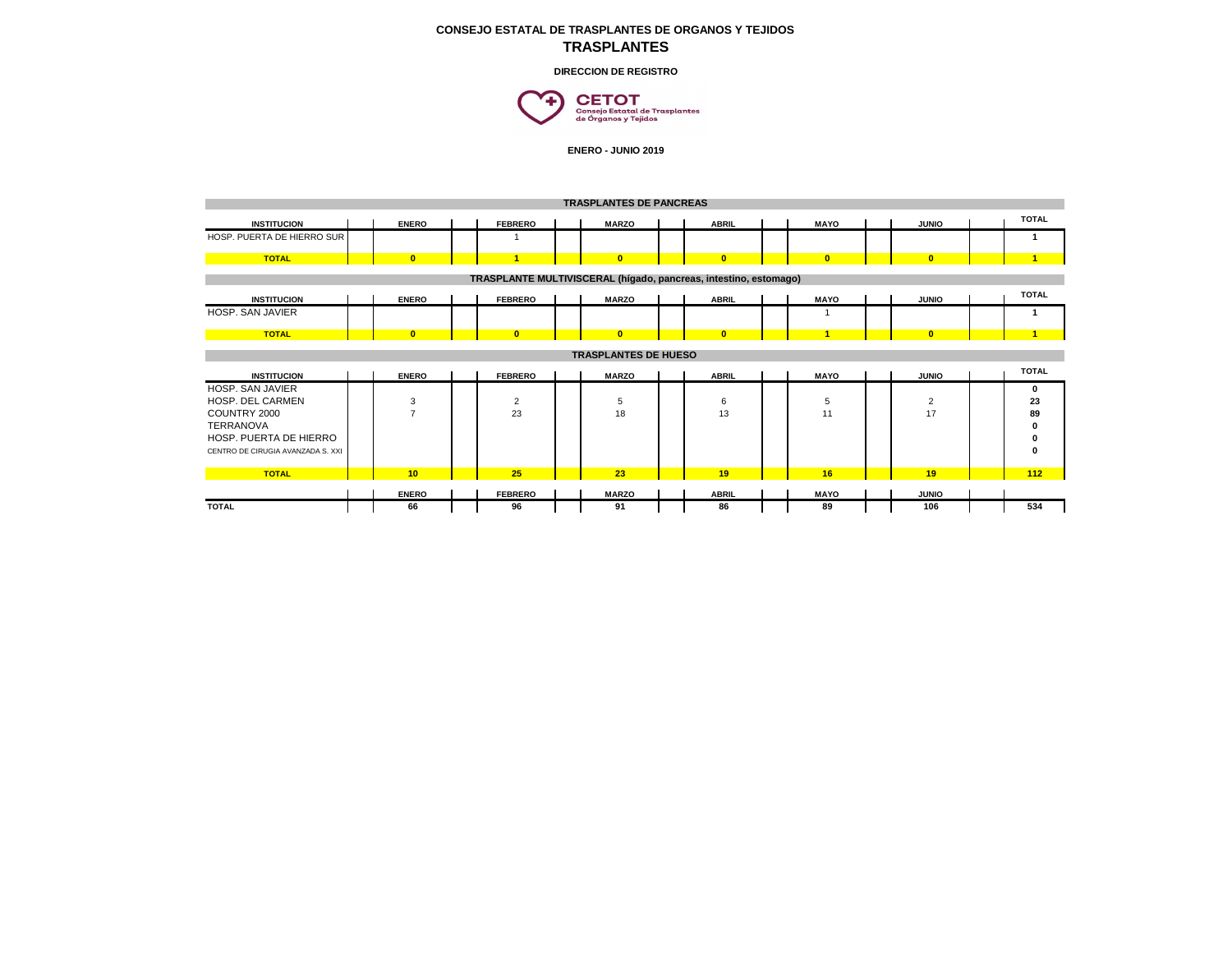**CONSEJO ESTATAL DE TRASPLANTES DE ORGANOS Y TEJIDOS**

# TRASPLANTES

**DIRECCION DE REGISTRO**

CETOT
Consejo Estatal de Trasplantes de Órganos y Tejidos

**ENERO - JUNIO 2019**

## TRASPLANTES DE PANCREAS

| INSTITUCION | ENERO | FEBRERO | MARZO | ABRIL | MAYO | JUNIO | TOTAL |
|---|---|---|---|---|---|---|---|
| HOSP. PUERTA DE HIERRO SUR | | 1 | | | | | 1 |
| **TOTAL** | **0** | **1** | **0** | **0** | **0** | **0** | **1** |

## TRASPLANTE MULTIVISCERAL (hígado, pancreas, intestino, estomago)

| INSTITUCION | ENERO | FEBRERO | MARZO | ABRIL | MAYO | JUNIO | TOTAL |
|---|---|---|---|---|---|---|---|
| HOSP. SAN JAVIER | | | | | 1 | | 1 |
| **TOTAL** | **0** | **0** | **0** | **0** | **1** | **0** | **1** |

## TRASPLANTES DE HUESO

| INSTITUCION | ENERO | FEBRERO | MARZO | ABRIL | MAYO | JUNIO | TOTAL |
|---|---|---|---|---|---|---|---|
| HOSP. SAN JAVIER | | | | | | | 0 |
| HOSP. DEL CARMEN | 3 | 2 | 5 | 6 | 5 | 2 | 23 |
| COUNTRY 2000 | 7 | 23 | 18 | 13 | 11 | 17 | 89 |
| TERRANOVA | | | | | | | 0 |
| HOSP. PUERTA DE HIERRO | | | | | | | 0 |
| CENTRO DE CIRUGIA AVANZADA S. XXI | | | | | | | 0 |
| **TOTAL** | **10** | **25** | **23** | **19** | **16** | **19** | **112** |

| | ENERO | FEBRERO | MARZO | ABRIL | MAYO | JUNIO | |
|---|---|---|---|---|---|---|---|
| **TOTAL** | **66** | **96** | **91** | **86** | **89** | **106** | **534** |